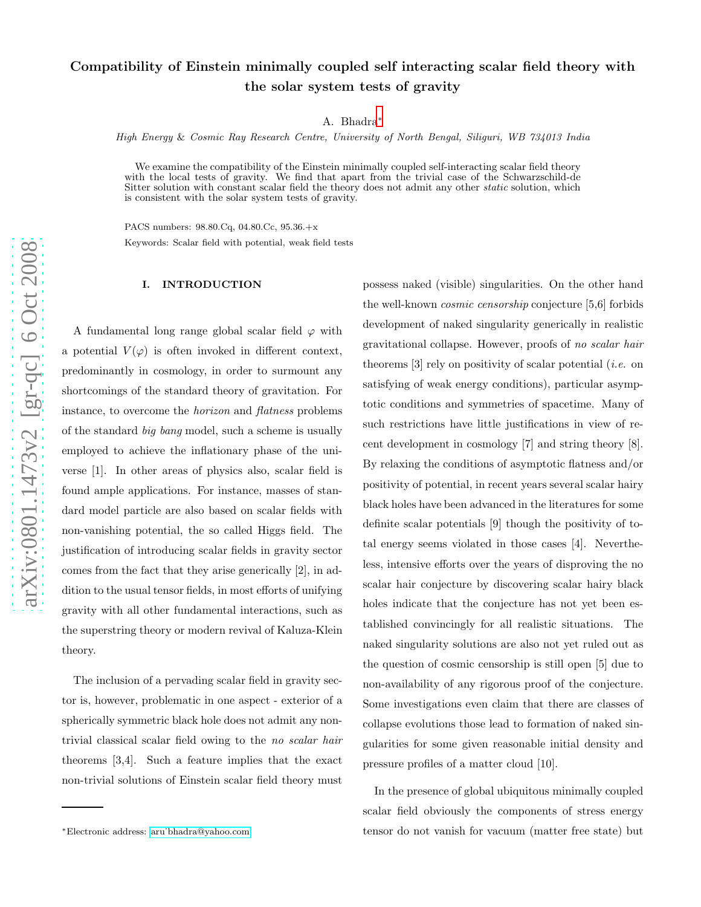# Compatibility of Einstein minimally coupled self interacting scalar field theory with the solar system tests of gravity

A. Bhadra*

*High Energy & Cosmic Ray Research Centre, University of North Bengal, Siliguri, WB 734013 India*

We examine the compatibility of the Einstein minimally coupled self-interacting scalar field theory with the local tests of gravity. We find that apart from the trivial case of the Schwarzschild-de Sitter solution with constant scalar field the theory does not admit any other *static* solution, which is consistent with the solar system tests of gravity.

PACS numbers: 98.80.Cq, 04.80.Cc, 95.36.+x

Keywords: Scalar field with potential, weak field tests

## I. INTRODUCTION

A fundamental long range global scalar field $\varphi$ with a potential $V(\varphi)$ is often invoked in different context, predominantly in cosmology, in order to surmount any shortcomings of the standard theory of gravitation. For instance, to overcome the *horizon* and *flatness* problems of the standard *big bang* model, such a scheme is usually employed to achieve the inflationary phase of the universe [1]. In other areas of physics also, scalar field is found ample applications. For instance, masses of standard model particle are also based on scalar fields with non-vanishing potential, the so called Higgs field. The justification of introducing scalar fields in gravity sector comes from the fact that they arise generically [2], in addition to the usual tensor fields, in most efforts of unifying gravity with all other fundamental interactions, such as the superstring theory or modern revival of Kaluza-Klein theory.

The inclusion of a pervading scalar field in gravity sector is, however, problematic in one aspect - exterior of a spherically symmetric black hole does not admit any non-trivial classical scalar field owing to the *no scalar hair* theorems [3,4]. Such a feature implies that the exact non-trivial solutions of Einstein scalar field theory must possess naked (visible) singularities. On the other hand the well-known *cosmic censorship* conjecture [5,6] forbids development of naked singularity generically in realistic gravitational collapse. However, proofs of *no scalar hair* theorems [3] rely on positivity of scalar potential (*i.e.* on satisfying of weak energy conditions), particular asymptotic conditions and symmetries of spacetime. Many of such restrictions have little justifications in view of recent development in cosmology [7] and string theory [8]. By relaxing the conditions of asymptotic flatness and/or positivity of potential, in recent years several scalar hairy black holes have been advanced in the literatures for some definite scalar potentials [9] though the positivity of total energy seems violated in those cases [4]. Nevertheless, intensive efforts over the years of disproving the no scalar hair conjecture by discovering scalar hairy black holes indicate that the conjecture has not yet been established convincingly for all realistic situations. The naked singularity solutions are also not yet ruled out as the question of cosmic censorship is still open [5] due to non-availability of any rigorous proof of the conjecture. Some investigations even claim that there are classes of collapse evolutions those lead to formation of naked singularities for some given reasonable initial density and pressure profiles of a matter cloud [10].

In the presence of global ubiquitous minimally coupled scalar field obviously the components of stress energy tensor do not vanish for vacuum (matter free state) but

*Electronic address: aru_bhadra@yahoo.com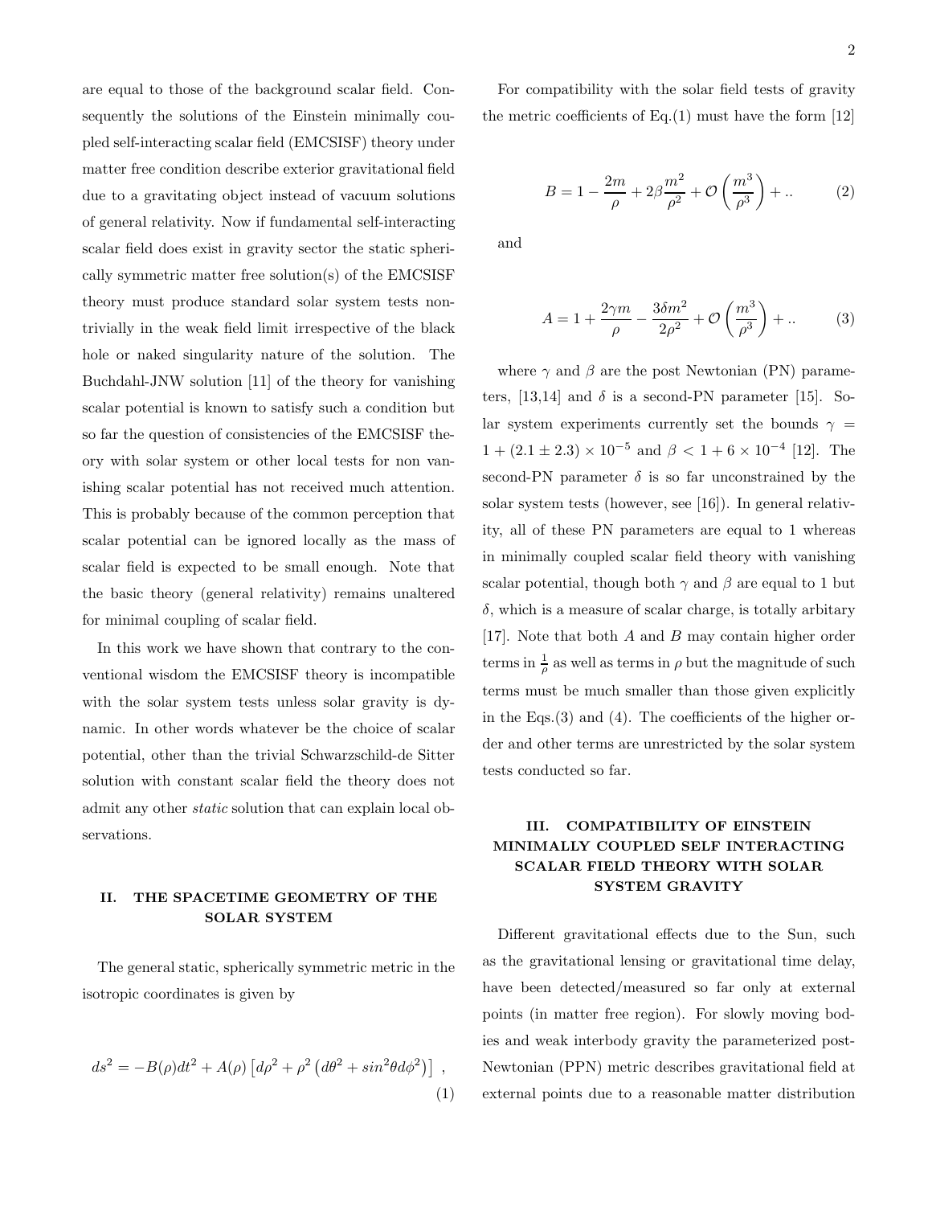are equal to those of the background scalar field. Consequently the solutions of the Einstein minimally coupled self-interacting scalar field (EMCSISF) theory under matter free condition describe exterior gravitational field due to a gravitating object instead of vacuum solutions of general relativity. Now if fundamental self-interacting scalar field does exist in gravity sector the static spherically symmetric matter free solution(s) of the EMCSISF theory must produce standard solar system tests non-trivially in the weak field limit irrespective of the black hole or naked singularity nature of the solution. The Buchdahl-JNW solution [11] of the theory for vanishing scalar potential is known to satisfy such a condition but so far the question of consistencies of the EMCSISF theory with solar system or other local tests for non vanishing scalar potential has not received much attention. This is probably because of the common perception that scalar potential can be ignored locally as the mass of scalar field is expected to be small enough. Note that the basic theory (general relativity) remains unaltered for minimal coupling of scalar field.

In this work we have shown that contrary to the conventional wisdom the EMCSISF theory is incompatible with the solar system tests unless solar gravity is dynamic. In other words whatever be the choice of scalar potential, other than the trivial Schwarzschild-de Sitter solution with constant scalar field the theory does not admit any other *static* solution that can explain local observations.

## II. THE SPACETIME GEOMETRY OF THE SOLAR SYSTEM

The general static, spherically symmetric metric in the isotropic coordinates is given by

$$ds^2 = -B(\rho)dt^2 + A(\rho)\left[d\rho^2 + \rho^2\left(d\theta^2 + sin^2\theta d\phi^2\right)\right] \ , \tag{1}$$

For compatibility with the solar field tests of gravity the metric coefficients of Eq.(1) must have the form [12]

$$B = 1 - \frac{2m}{\rho} + 2\beta\frac{m^2}{\rho^2} + \mathcal{O}\left(\frac{m^3}{\rho^3}\right) + .. \tag{2}$$

and

$$A = 1 + \frac{2\gamma m}{\rho} - \frac{3\delta m^2}{2\rho^2} + \mathcal{O}\left(\frac{m^3}{\rho^3}\right) + .. \tag{3}$$

where $\gamma$ and $\beta$ are the post Newtonian (PN) parameters, [13,14] and $\delta$ is a second-PN parameter [15]. Solar system experiments currently set the bounds $\gamma = 1 + (2.1 \pm 2.3) \times 10^{-5}$ and $\beta < 1 + 6 \times 10^{-4}$ [12]. The second-PN parameter $\delta$ is so far unconstrained by the solar system tests (however, see [16]). In general relativity, all of these PN parameters are equal to 1 whereas in minimally coupled scalar field theory with vanishing scalar potential, though both $\gamma$ and $\beta$ are equal to 1 but $\delta$, which is a measure of scalar charge, is totally arbitary [17]. Note that both $A$ and $B$ may contain higher order terms in $\frac{1}{\rho}$ as well as terms in $\rho$ but the magnitude of such terms must be much smaller than those given explicitly in the Eqs.(3) and (4). The coefficients of the higher order and other terms are unrestricted by the solar system tests conducted so far.

## III. COMPATIBILITY OF EINSTEIN MINIMALLY COUPLED SELF INTERACTING SCALAR FIELD THEORY WITH SOLAR SYSTEM GRAVITY

Different gravitational effects due to the Sun, such as the gravitational lensing or gravitational time delay, have been detected/measured so far only at external points (in matter free region). For slowly moving bodies and weak interbody gravity the parameterized post-Newtonian (PPN) metric describes gravitational field at external points due to a reasonable matter distribution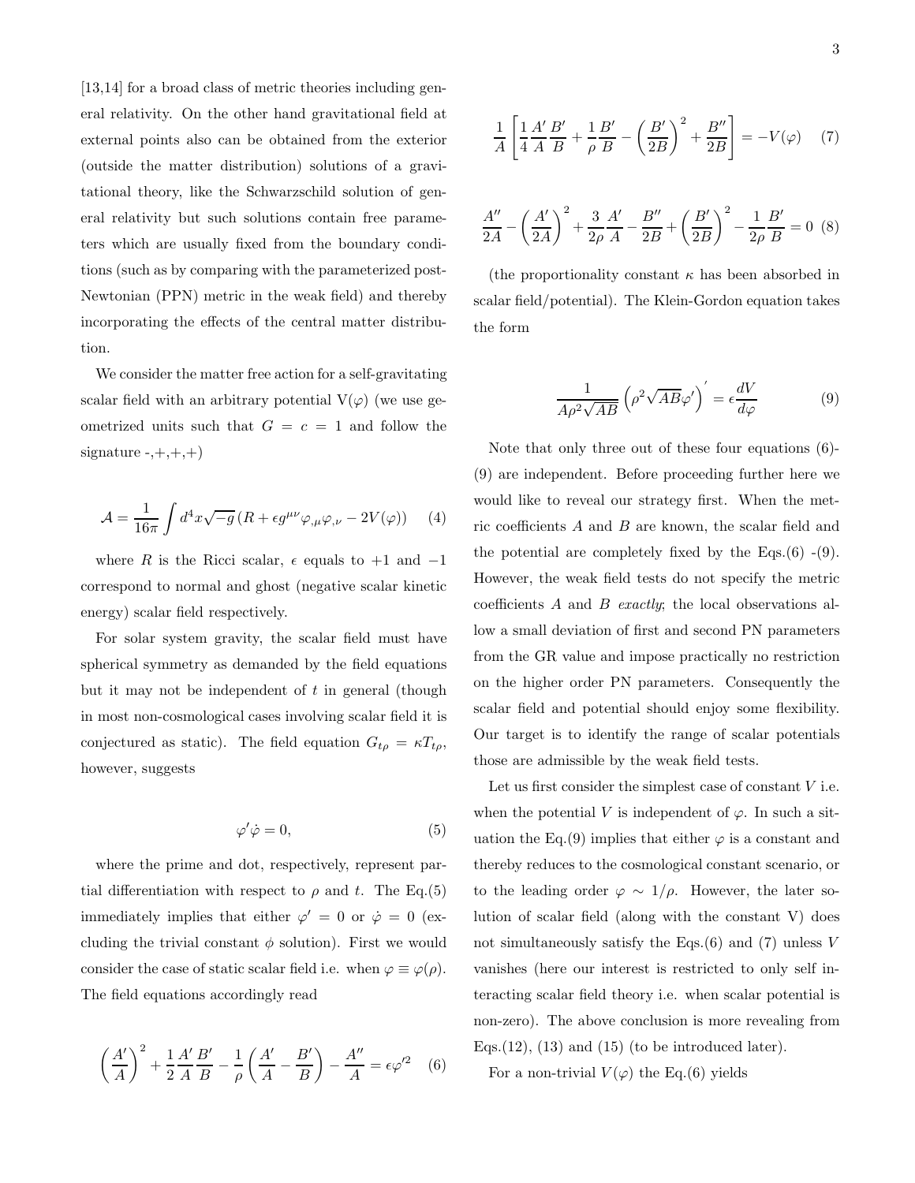[13,14] for a broad class of metric theories including general relativity. On the other hand gravitational field at external points also can be obtained from the exterior (outside the matter distribution) solutions of a gravitational theory, like the Schwarzschild solution of general relativity but such solutions contain free parameters which are usually fixed from the boundary conditions (such as by comparing with the parameterized post-Newtonian (PPN) metric in the weak field) and thereby incorporating the effects of the central matter distribution.

We consider the matter free action for a self-gravitating scalar field with an arbitrary potential V($\varphi$) (we use geometrized units such that $G = c = 1$ and follow the signature -,+,+,+)

$$\mathcal{A} = \frac{1}{16\pi}\int d^4x\sqrt{-g}\left(R + \epsilon g^{\mu\nu}\varphi_{,\mu}\varphi_{,\nu} - 2V(\varphi)\right) \quad (4)$$

where $R$ is the Ricci scalar, $\epsilon$ equals to $+1$ and $-1$ correspond to normal and ghost (negative scalar kinetic energy) scalar field respectively.

For solar system gravity, the scalar field must have spherical symmetry as demanded by the field equations but it may not be independent of $t$ in general (though in most non-cosmological cases involving scalar field it is conjectured as static). The field equation $G_{t\rho} = \kappa T_{t\rho}$, however, suggests

$$\varphi'\dot{\varphi} = 0, \quad (5)$$

where the prime and dot, respectively, represent partial differentiation with respect to $\rho$ and $t$. The Eq.(5) immediately implies that either $\varphi' = 0$ or $\dot{\varphi} = 0$ (excluding the trivial constant $\phi$ solution). First we would consider the case of static scalar field i.e. when $\varphi \equiv \varphi(\rho)$. The field equations accordingly read

$$\left(\frac{A'}{A}\right)^2 + \frac{1}{2}\frac{A'}{A}\frac{B'}{B} - \frac{1}{\rho}\left(\frac{A'}{A} - \frac{B'}{B}\right) - \frac{A''}{A} = \epsilon\varphi'^2 \quad (6)$$

$$\frac{1}{A}\left[\frac{1}{4}\frac{A'}{A}\frac{B'}{B} + \frac{1}{\rho}\frac{B'}{B} - \left(\frac{B'}{2B}\right)^2 + \frac{B''}{2B}\right] = -V(\varphi) \quad (7)$$

$$\frac{A''}{2A} - \left(\frac{A'}{2A}\right)^2 + \frac{3}{2\rho}\frac{A'}{A} - \frac{B''}{2B} + \left(\frac{B'}{2B}\right)^2 - \frac{1}{2\rho}\frac{B'}{B} = 0 \quad (8)$$

(the proportionality constant $\kappa$ has been absorbed in scalar field/potential). The Klein-Gordon equation takes the form

$$\frac{1}{A\rho^2\sqrt{AB}}\left(\rho^2\sqrt{AB}\varphi'\right)' = \epsilon\frac{dV}{d\varphi} \quad (9)$$

Note that only three out of these four equations (6)-(9) are independent. Before proceeding further here we would like to reveal our strategy first. When the metric coefficients $A$ and $B$ are known, the scalar field and the potential are completely fixed by the Eqs.(6) -(9). However, the weak field tests do not specify the metric coefficients $A$ and $B$ *exactly*; the local observations allow a small deviation of first and second PN parameters from the GR value and impose practically no restriction on the higher order PN parameters. Consequently the scalar field and potential should enjoy some flexibility. Our target is to identify the range of scalar potentials those are admissible by the weak field tests.

Let us first consider the simplest case of constant $V$ i.e. when the potential $V$ is independent of $\varphi$. In such a situation the Eq.(9) implies that either $\varphi$ is a constant and thereby reduces to the cosmological constant scenario, or to the leading order $\varphi \sim 1/\rho$. However, the later solution of scalar field (along with the constant V) does not simultaneously satisfy the Eqs.(6) and (7) unless $V$ vanishes (here our interest is restricted to only self interacting scalar field theory i.e. when scalar potential is non-zero). The above conclusion is more revealing from Eqs.(12), (13) and (15) (to be introduced later).

For a non-trivial $V(\varphi)$ the Eq.(6) yields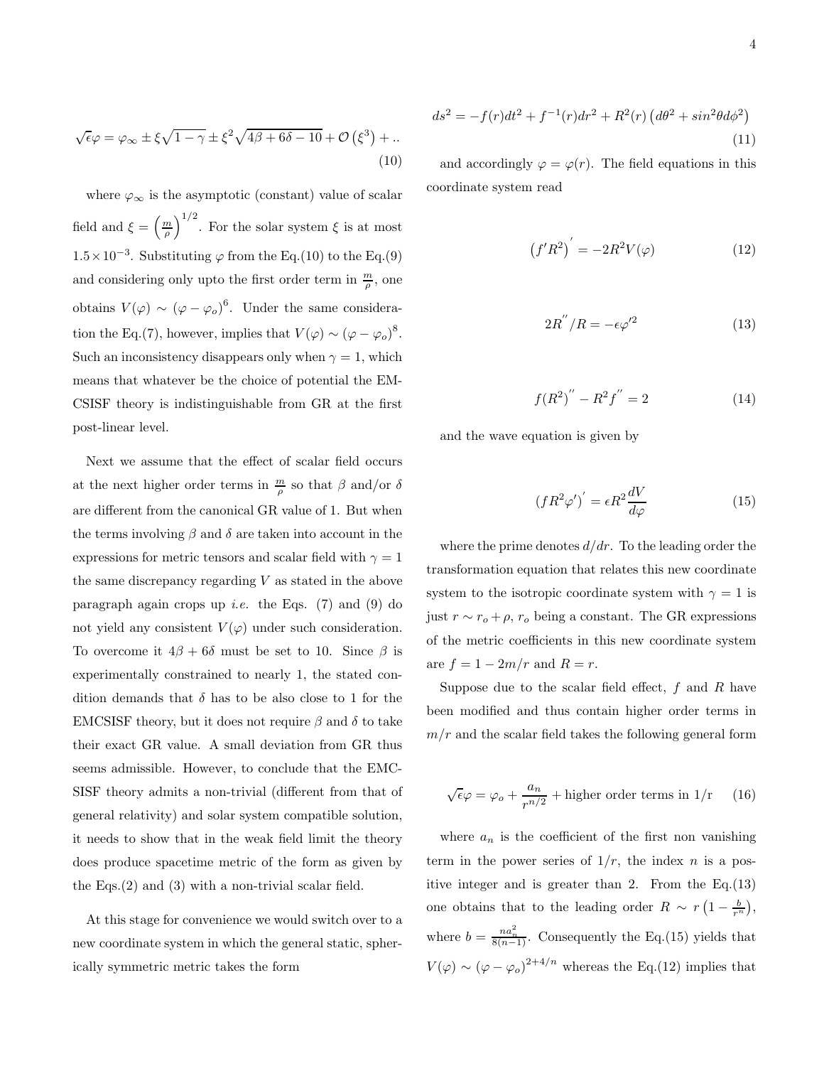$$\sqrt{\epsilon}\varphi = \varphi_\infty \pm \xi\sqrt{1-\gamma} \pm \xi^2\sqrt{4\beta+6\delta-10} + \mathcal{O}\left(\xi^3\right) + .. \tag{10}$$

where $\varphi_\infty$ is the asymptotic (constant) value of scalar field and $\xi = \left(\frac{m}{\rho}\right)^{1/2}$. For the solar system $\xi$ is at most $1.5\times10^{-3}$. Substituting $\varphi$ from the Eq.(10) to the Eq.(9) and considering only upto the first order term in $\frac{m}{\rho}$, one obtains $V(\varphi) \sim (\varphi-\varphi_o)^6$. Under the same consideration the Eq.(7), however, implies that $V(\varphi) \sim (\varphi-\varphi_o)^8$. Such an inconsistency disappears only when $\gamma = 1$, which means that whatever be the choice of potential the EMCSISF theory is indistinguishable from GR at the first post-linear level.

Next we assume that the effect of scalar field occurs at the next higher order terms in $\frac{m}{\rho}$ so that $\beta$ and/or $\delta$ are different from the canonical GR value of 1. But when the terms involving $\beta$ and $\delta$ are taken into account in the expressions for metric tensors and scalar field with $\gamma = 1$ the same discrepancy regarding $V$ as stated in the above paragraph again crops up *i.e.* the Eqs. (7) and (9) do not yield any consistent $V(\varphi)$ under such consideration. To overcome it $4\beta + 6\delta$ must be set to 10. Since $\beta$ is experimentally constrained to nearly 1, the stated condition demands that $\delta$ has to be also close to 1 for the EMCSISF theory, but it does not require $\beta$ and $\delta$ to take their exact GR value. A small deviation from GR thus seems admissible. However, to conclude that the EMCSISF theory admits a non-trivial (different from that of general relativity) and solar system compatible solution, it needs to show that in the weak field limit the theory does produce spacetime metric of the form as given by the Eqs.(2) and (3) with a non-trivial scalar field.

At this stage for convenience we would switch over to a new coordinate system in which the general static, spherically symmetric metric takes the form

$$ds^2 = -f(r)dt^2 + f^{-1}(r)dr^2 + R^2(r)\left(d\theta^2 + sin^2\theta d\phi^2\right) \tag{11}$$

and accordingly $\varphi = \varphi(r)$. The field equations in this coordinate system read

$$\left(f'R^2\right)' = -2R^2V(\varphi) \tag{12}$$

$$2R''/R = -\epsilon\varphi'^2 \tag{13}$$

$$f(R^2)'' - R^2f'' = 2 \tag{14}$$

and the wave equation is given by

$$\left(fR^2\varphi'\right)' = \epsilon R^2\frac{dV}{d\varphi} \tag{15}$$

where the prime denotes $d/dr$. To the leading order the transformation equation that relates this new coordinate system to the isotropic coordinate system with $\gamma = 1$ is just $r \sim r_o + \rho$, $r_o$ being a constant. The GR expressions of the metric coefficients in this new coordinate system are $f = 1 - 2m/r$ and $R = r$.

Suppose due to the scalar field effect, $f$ and $R$ have been modified and thus contain higher order terms in $m/r$ and the scalar field takes the following general form

$$\sqrt{\epsilon}\varphi = \varphi_o + \frac{a_n}{r^{n/2}} + \text{higher order terms in 1/r} \tag{16}$$

where $a_n$ is the coefficient of the first non vanishing term in the power series of $1/r$, the index $n$ is a positive integer and is greater than 2. From the Eq.(13) one obtains that to the leading order $R \sim r\left(1 - \frac{b}{r^n}\right)$, where $b = \frac{na_n^2}{8(n-1)}$. Consequently the Eq.(15) yields that $V(\varphi) \sim (\varphi-\varphi_o)^{2+4/n}$ whereas the Eq.(12) implies that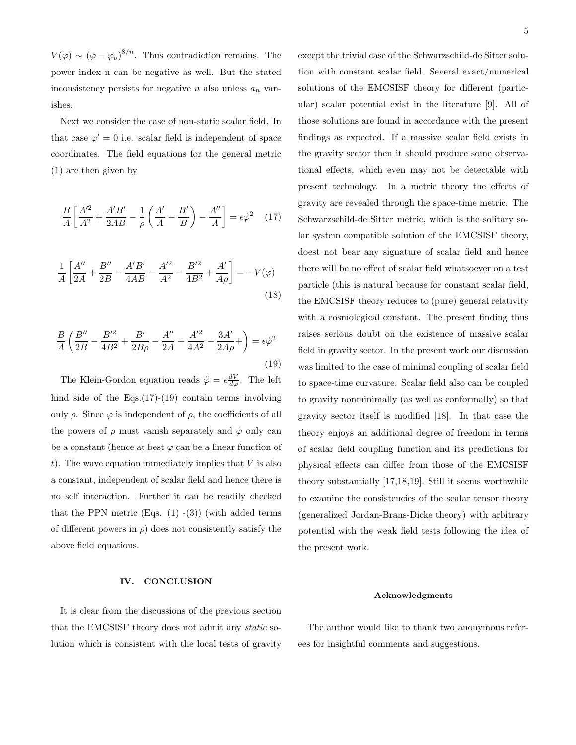$V(\varphi) \sim (\varphi - \varphi_o)^{8/n}$. Thus contradiction remains. The power index n can be negative as well. But the stated inconsistency persists for negative $n$ also unless $a_n$ vanishes.

Next we consider the case of non-static scalar field. In that case $\varphi' = 0$ i.e. scalar field is independent of space coordinates. The field equations for the general metric (1) are then given by

$$\frac{B}{A}\left[\frac{A'^2}{A^2} + \frac{A'B'}{2AB} - \frac{1}{\rho}\left(\frac{A'}{A} - \frac{B'}{B}\right) - \frac{A''}{A}\right] = \epsilon\dot{\varphi}^2 \quad (17)$$

$$\frac{1}{A}\left[\frac{A''}{2A} + \frac{B''}{2B} - \frac{A'B'}{4AB} - \frac{A'^2}{A^2} - \frac{B'^2}{4B^2} + \frac{A'}{A\rho}\right] = -V(\varphi) \quad (18)$$

$$\frac{B}{A}\left(\frac{B''}{2B} - \frac{B'^2}{4B^2} + \frac{B'}{2B\rho} - \frac{A''}{2A} + \frac{A'^2}{4A^2} - \frac{3A'}{2A\rho} +\right) = \epsilon\dot{\varphi}^2 \quad (19)$$

The Klein-Gordon equation reads $\ddot{\varphi} = \epsilon\frac{dV}{d\varphi}$. The left hind side of the Eqs.(17)-(19) contain terms involving only $\rho$. Since $\varphi$ is independent of $\rho$, the coefficients of all the powers of $\rho$ must vanish separately and $\dot{\varphi}$ only can be a constant (hence at best $\varphi$ can be a linear function of $t$). The wave equation immediately implies that $V$ is also a constant, independent of scalar field and hence there is no self interaction. Further it can be readily checked that the PPN metric (Eqs. (1) -(3)) (with added terms of different powers in $\rho$) does not consistently satisfy the above field equations.

## IV. CONCLUSION

It is clear from the discussions of the previous section that the EMCSISF theory does not admit any *static* solution which is consistent with the local tests of gravity except the trivial case of the Schwarzschild-de Sitter solution with constant scalar field. Several exact/numerical solutions of the EMCSISF theory for different (particular) scalar potential exist in the literature [9]. All of those solutions are found in accordance with the present findings as expected. If a massive scalar field exists in the gravity sector then it should produce some observational effects, which even may not be detectable with present technology. In a metric theory the effects of gravity are revealed through the space-time metric. The Schwarzschild-de Sitter metric, which is the solitary solar system compatible solution of the EMCSISF theory, doest not bear any signature of scalar field and hence there will be no effect of scalar field whatsoever on a test particle (this is natural because for constant scalar field, the EMCSISF theory reduces to (pure) general relativity with a cosmological constant. The present finding thus raises serious doubt on the existence of massive scalar field in gravity sector. In the present work our discussion was limited to the case of minimal coupling of scalar field to space-time curvature. Scalar field also can be coupled to gravity nonminimally (as well as conformally) so that gravity sector itself is modified [18]. In that case the theory enjoys an additional degree of freedom in terms of scalar field coupling function and its predictions for physical effects can differ from those of the EMCSISF theory substantially [17,18,19]. Still it seems worthwhile to examine the consistencies of the scalar tensor theory (generalized Jordan-Brans-Dicke theory) with arbitrary potential with the weak field tests following the idea of the present work.

### Acknowledgments

The author would like to thank two anonymous referees for insightful comments and suggestions.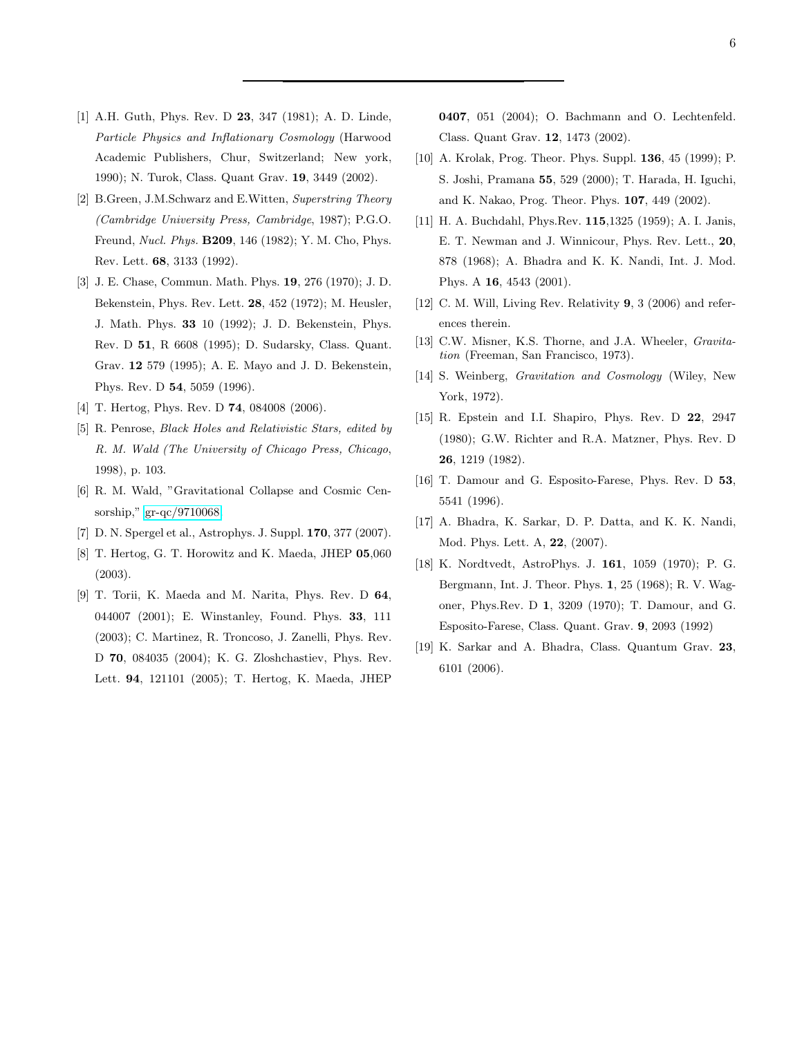[1] A.H. Guth, Phys. Rev. D **23**, 347 (1981); A. D. Linde, *Particle Physics and Inflationary Cosmology* (Harwood Academic Publishers, Chur, Switzerland; New york, 1990); N. Turok, Class. Quant Grav. **19**, 3449 (2002).

[2] B.Green, J.M.Schwarz and E.Witten, *Superstring Theory (Cambridge University Press, Cambridge*, 1987); P.G.O. Freund, *Nucl. Phys.* **B209**, 146 (1982); Y. M. Cho, Phys. Rev. Lett. **68**, 3133 (1992).

[3] J. E. Chase, Commun. Math. Phys. **19**, 276 (1970); J. D. Bekenstein, Phys. Rev. Lett. **28**, 452 (1972); M. Heusler, J. Math. Phys. **33** 10 (1992); J. D. Bekenstein, Phys. Rev. D **51**, R 6608 (1995); D. Sudarsky, Class. Quant. Grav. **12** 579 (1995); A. E. Mayo and J. D. Bekenstein, Phys. Rev. D **54**, 5059 (1996).

[4] T. Hertog, Phys. Rev. D **74**, 084008 (2006).

[5] R. Penrose, *Black Holes and Relativistic Stars, edited by R. M. Wald (The University of Chicago Press, Chicago*, 1998), p. 103.

[6] R. M. Wald, "Gravitational Collapse and Cosmic Censorship," gr-qc/9710068.

[7] D. N. Spergel et al., Astrophys. J. Suppl. **170**, 377 (2007).

[8] T. Hertog, G. T. Horowitz and K. Maeda, JHEP **05**,060 (2003).

[9] T. Torii, K. Maeda and M. Narita, Phys. Rev. D **64**, 044007 (2001); E. Winstanley, Found. Phys. **33**, 111 (2003); C. Martinez, R. Troncoso, J. Zanelli, Phys. Rev. D **70**, 084035 (2004); K. G. Zloshchastiev, Phys. Rev. Lett. **94**, 121101 (2005); T. Hertog, K. Maeda, JHEP **0407**, 051 (2004); O. Bachmann and O. Lechtenfeld. Class. Quant Grav. **12**, 1473 (2002).

[10] A. Krolak, Prog. Theor. Phys. Suppl. **136**, 45 (1999); P. S. Joshi, Pramana **55**, 529 (2000); T. Harada, H. Iguchi, and K. Nakao, Prog. Theor. Phys. **107**, 449 (2002).

[11] H. A. Buchdahl, Phys.Rev. **115**,1325 (1959); A. I. Janis, E. T. Newman and J. Winnicour, Phys. Rev. Lett., **20**, 878 (1968); A. Bhadra and K. K. Nandi, Int. J. Mod. Phys. A **16**, 4543 (2001).

[12] C. M. Will, Living Rev. Relativity **9**, 3 (2006) and references therein.

[13] C.W. Misner, K.S. Thorne, and J.A. Wheeler, *Gravitation* (Freeman, San Francisco, 1973).

[14] S. Weinberg, *Gravitation and Cosmology* (Wiley, New York, 1972).

[15] R. Epstein and I.I. Shapiro, Phys. Rev. D **22**, 2947 (1980); G.W. Richter and R.A. Matzner, Phys. Rev. D **26**, 1219 (1982).

[16] T. Damour and G. Esposito-Farese, Phys. Rev. D **53**, 5541 (1996).

[17] A. Bhadra, K. Sarkar, D. P. Datta, and K. K. Nandi, Mod. Phys. Lett. A, **22**, (2007).

[18] K. Nordtvedt, AstroPhys. J. **161**, 1059 (1970); P. G. Bergmann, Int. J. Theor. Phys. **1**, 25 (1968); R. V. Wagoner, Phys.Rev. D **1**, 3209 (1970); T. Damour, and G. Esposito-Farese, Class. Quant. Grav. **9**, 2093 (1992)

[19] K. Sarkar and A. Bhadra, Class. Quantum Grav. **23**, 6101 (2006).